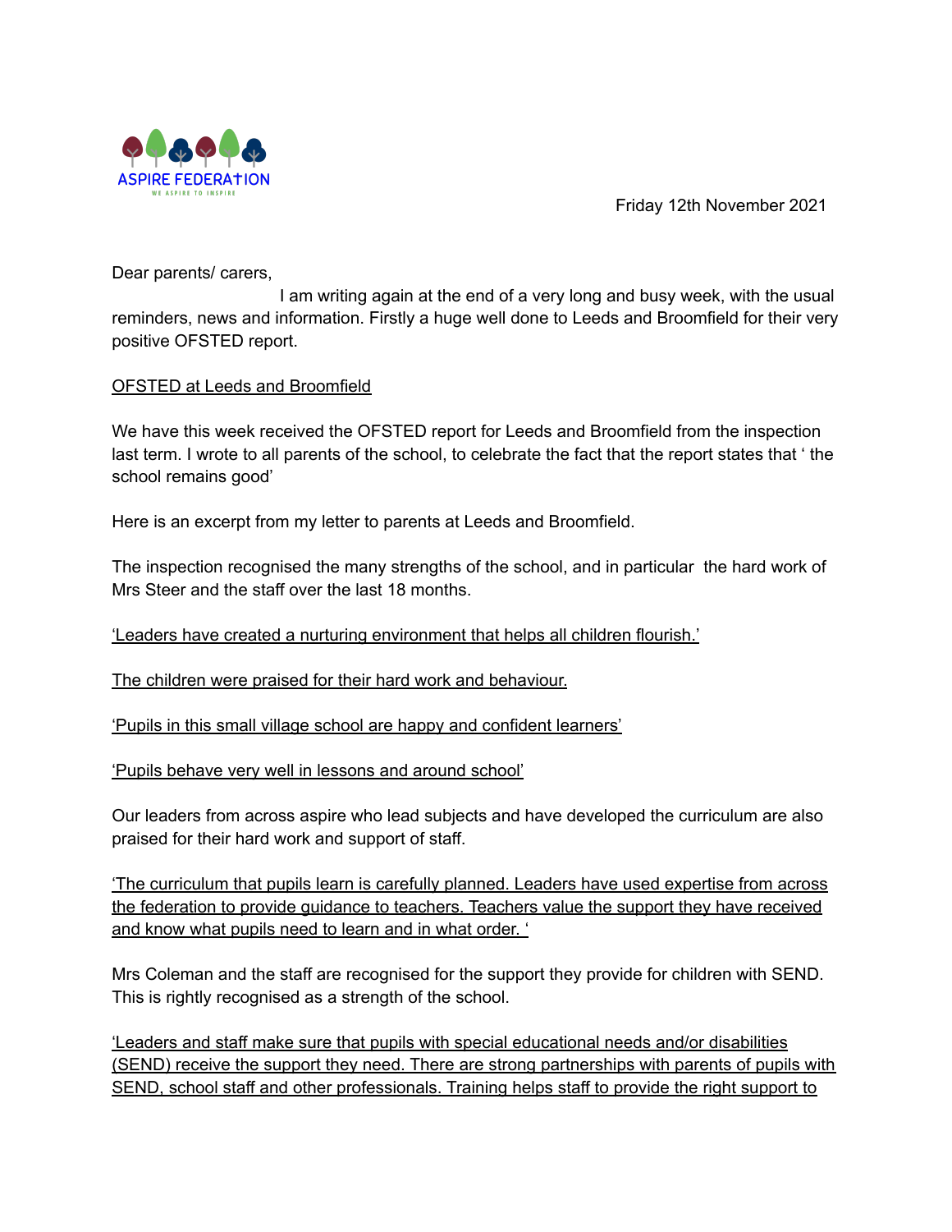ASPIRE FEDERATION

WE ASPIRE TO INSPIRE

Friday 12th November 2021

Dear parents/ carers,

I am writing again at the end of a very long and busy week, with the usual reminders, news and information. Firstly a huge well done to Leeds and Broomfield for their very positive OFSTED report.

<u>OFSTED at Leeds and Broomfield</u>

We have this week received the OFSTED report for Leeds and Broomfield from the inspection last term. I wrote to all parents of the school, to celebrate the fact that the report states that ‘ the school remains good’

Here is an excerpt from my letter to parents at Leeds and Broomfield.

The inspection recognised the many strengths of the school, and in particular the hard work of Mrs Steer and the staff over the last 18 months.

<u>‘Leaders have created a nurturing environment that helps all children flourish.’</u>

<u>The children were praised for their hard work and behaviour.</u>

<u>‘Pupils in this small village school are happy and confident learners’</u>

<u>‘Pupils behave very well in lessons and around school’</u>

Our leaders from across aspire who lead subjects and have developed the curriculum are also praised for their hard work and support of staff.

<u>‘The curriculum that pupils learn is carefully planned. Leaders have used expertise from across the federation to provide guidance to teachers. Teachers value the support they have received and know what pupils need to learn and in what order. ‘</u>

Mrs Coleman and the staff are recognised for the support they provide for children with SEND. This is rightly recognised as a strength of the school.

<u>‘Leaders and staff make sure that pupils with special educational needs and/or disabilities (SEND) receive the support they need. There are strong partnerships with parents of pupils with SEND, school staff and other professionals. Training helps staff to provide the right support to</u>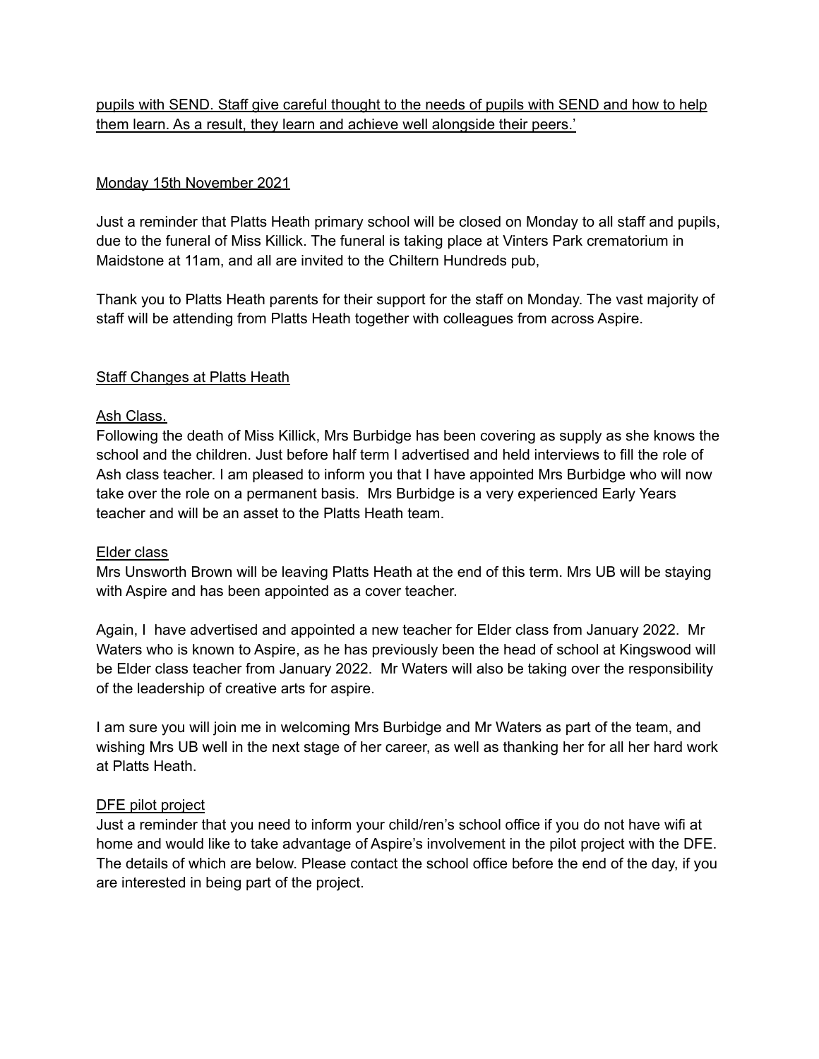<u>pupils with SEND. Staff give careful thought to the needs of pupils with SEND and how to help them learn. As a result, they learn and achieve well alongside their peers.'</u>

<u>Monday 15th November 2021</u>

Just a reminder that Platts Heath primary school will be closed on Monday to all staff and pupils, due to the funeral of Miss Killick. The funeral is taking place at Vinters Park crematorium in Maidstone at 11am, and all are invited to the Chiltern Hundreds pub,

Thank you to Platts Heath parents for their support for the staff on Monday. The vast majority of staff will be attending from Platts Heath together with colleagues from across Aspire.

<u>Staff Changes at Platts Heath</u>

<u>Ash Class.</u>

Following the death of Miss Killick, Mrs Burbidge has been covering as supply as she knows the school and the children. Just before half term I advertised and held interviews to fill the role of Ash class teacher. I am pleased to inform you that I have appointed Mrs Burbidge who will now take over the role on a permanent basis. Mrs Burbidge is a very experienced Early Years teacher and will be an asset to the Platts Heath team.

<u>Elder class</u>

Mrs Unsworth Brown will be leaving Platts Heath at the end of this term. Mrs UB will be staying with Aspire and has been appointed as a cover teacher.

Again, I have advertised and appointed a new teacher for Elder class from January 2022. Mr Waters who is known to Aspire, as he has previously been the head of school at Kingswood will be Elder class teacher from January 2022. Mr Waters will also be taking over the responsibility of the leadership of creative arts for aspire.

I am sure you will join me in welcoming Mrs Burbidge and Mr Waters as part of the team, and wishing Mrs UB well in the next stage of her career, as well as thanking her for all her hard work at Platts Heath.

<u>DFE pilot project</u>

Just a reminder that you need to inform your child/ren's school office if you do not have wifi at home and would like to take advantage of Aspire's involvement in the pilot project with the DFE. The details of which are below. Please contact the school office before the end of the day, if you are interested in being part of the project.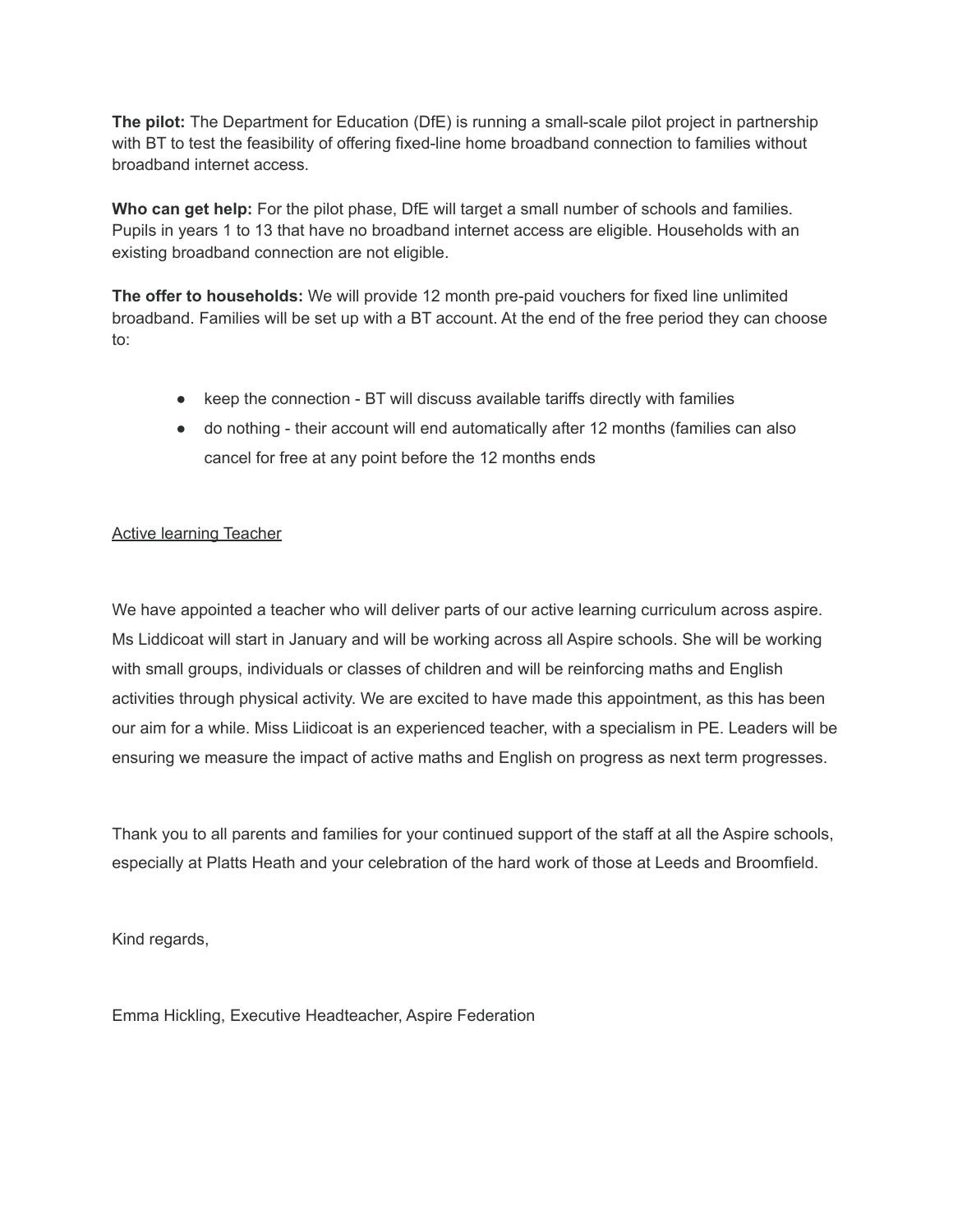**The pilot:** The Department for Education (DfE) is running a small-scale pilot project in partnership with BT to test the feasibility of offering fixed-line home broadband connection to families without broadband internet access.

**Who can get help:** For the pilot phase, DfE will target a small number of schools and families. Pupils in years 1 to 13 that have no broadband internet access are eligible. Households with an existing broadband connection are not eligible.

**The offer to households:** We will provide 12 month pre-paid vouchers for fixed line unlimited broadband. Families will be set up with a BT account. At the end of the free period they can choose to:

- keep the connection - BT will discuss available tariffs directly with families
- do nothing - their account will end automatically after 12 months (families can also cancel for free at any point before the 12 months ends

<u>Active learning Teacher</u>

We have appointed a teacher who will deliver parts of our active learning curriculum across aspire. Ms Liddicoat will start in January and will be working across all Aspire schools. She will be working with small groups, individuals or classes of children and will be reinforcing maths and English activities through physical activity. We are excited to have made this appointment, as this has been our aim for a while. Miss Liidicoat is an experienced teacher, with a specialism in PE. Leaders will be ensuring we measure the impact of active maths and English on progress as next term progresses.

Thank you to all parents and families for your continued support of the staff at all the Aspire schools, especially at Platts Heath and your celebration of the hard work of those at Leeds and Broomfield.

Kind regards,

Emma Hickling, Executive Headteacher, Aspire Federation